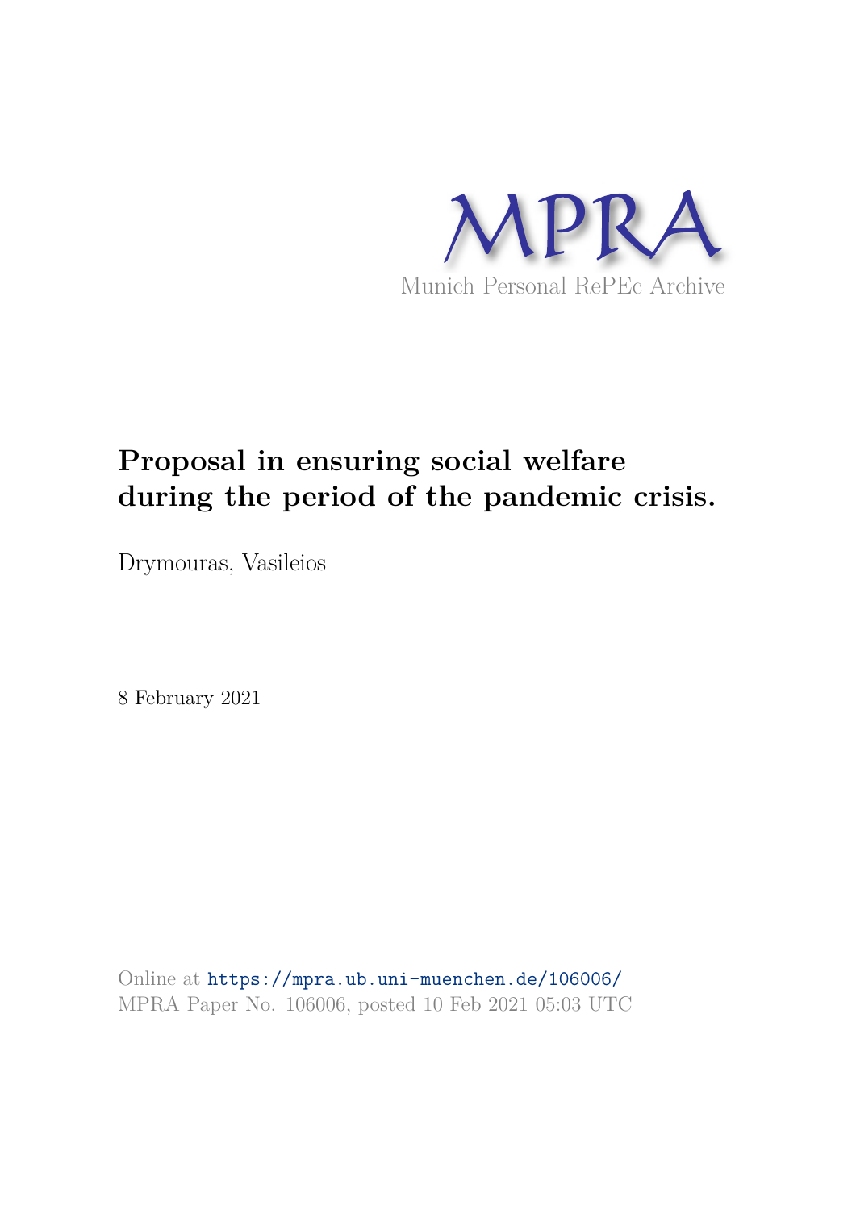MPRA

Munich Personal RePEc Archive

# Proposal in ensuring social welfare during the period of the pandemic crisis.

Drymouras, Vasileios

8 February 2021

Online at https://mpra.ub.uni-muenchen.de/106006/
MPRA Paper No. 106006, posted 10 Feb 2021 05:03 UTC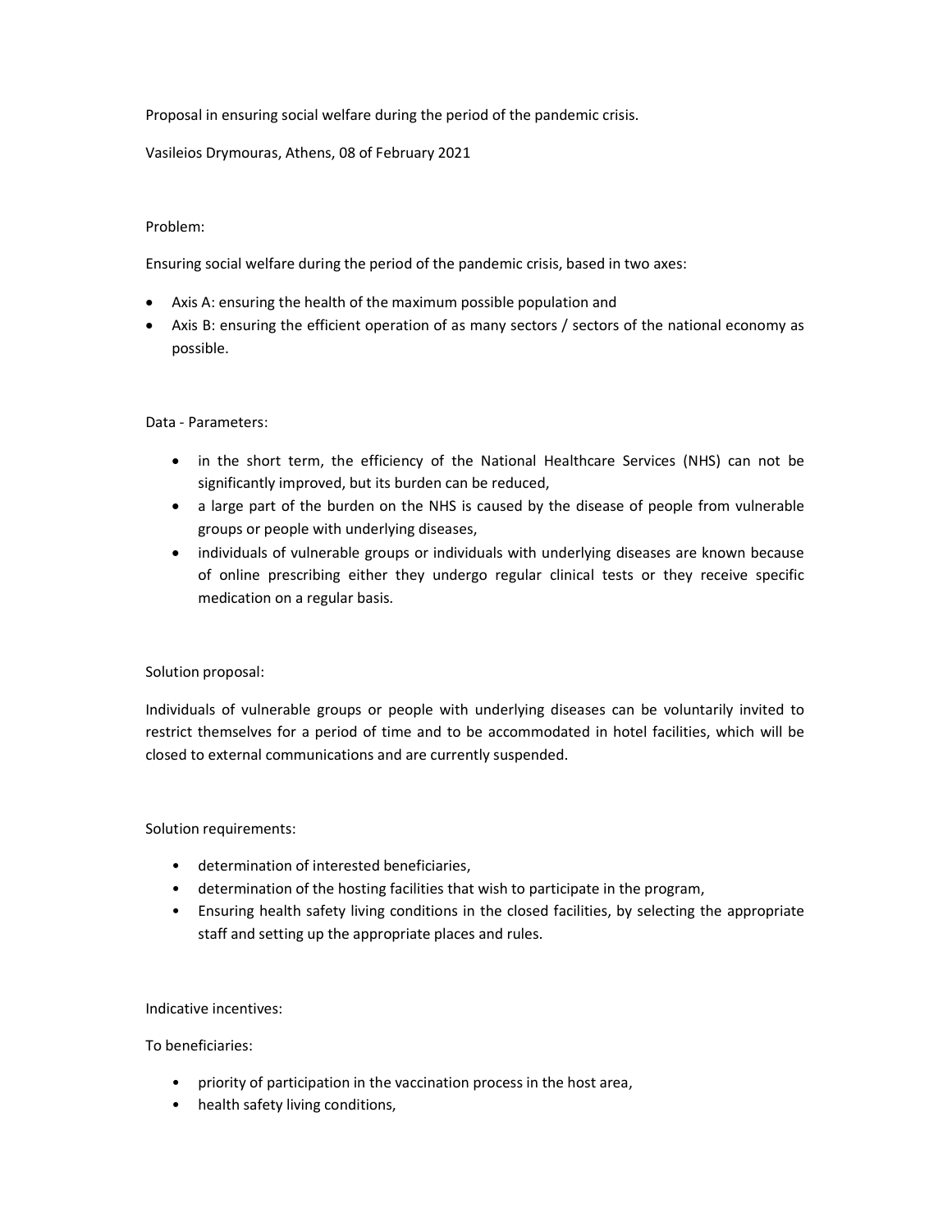Proposal in ensuring social welfare during the period of the pandemic crisis.

Vasileios Drymouras, Athens, 08 of February 2021

Problem:

Ensuring social welfare during the period of the pandemic crisis, based in two axes:

- Axis A: ensuring the health of the maximum possible population and
- Axis B: ensuring the efficient operation of as many sectors / sectors of the national economy as possible.

Data - Parameters:

- in the short term, the efficiency of the National Healthcare Services (NHS) can not be significantly improved, but its burden can be reduced,
- a large part of the burden on the NHS is caused by the disease of people from vulnerable groups or people with underlying diseases,
- individuals of vulnerable groups or individuals with underlying diseases are known because of online prescribing either they undergo regular clinical tests or they receive specific medication on a regular basis.

Solution proposal:

Individuals of vulnerable groups or people with underlying diseases can be voluntarily invited to restrict themselves for a period of time and to be accommodated in hotel facilities, which will be closed to external communications and are currently suspended.

Solution requirements:

- determination of interested beneficiaries,
- determination of the hosting facilities that wish to participate in the program,
- Ensuring health safety living conditions in the closed facilities, by selecting the appropriate staff and setting up the appropriate places and rules.

Indicative incentives:

To beneficiaries:

- priority of participation in the vaccination process in the host area,
- health safety living conditions,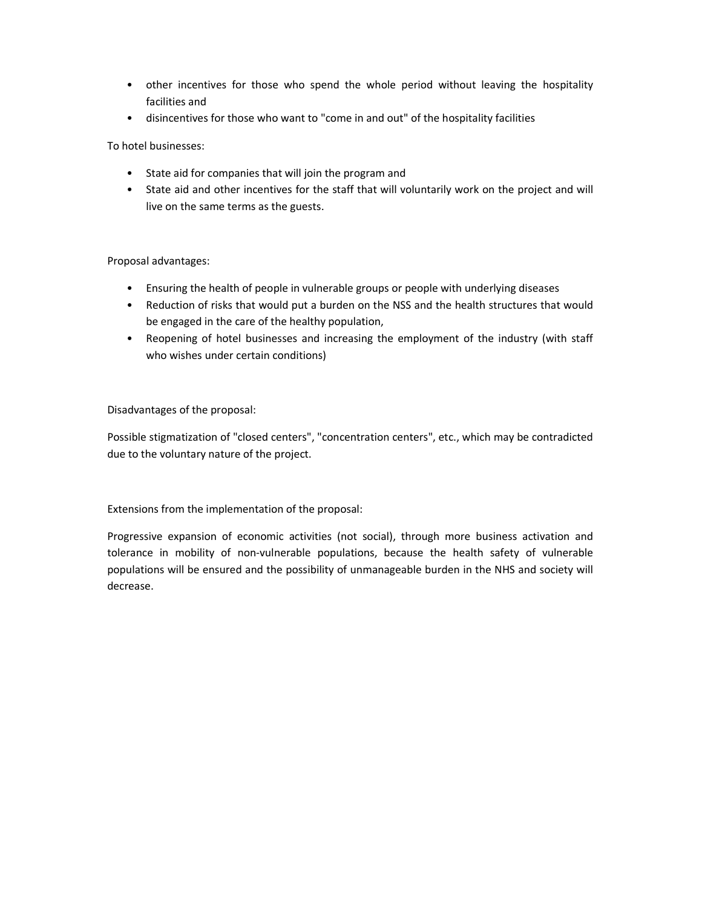- other incentives for those who spend the whole period without leaving the hospitality facilities and
- disincentives for those who want to "come in and out" of the hospitality facilities

To hotel businesses:

- State aid for companies that will join the program and
- State aid and other incentives for the staff that will voluntarily work on the project and will live on the same terms as the guests.

Proposal advantages:

- Ensuring the health of people in vulnerable groups or people with underlying diseases
- Reduction of risks that would put a burden on the NSS and the health structures that would be engaged in the care of the healthy population,
- Reopening of hotel businesses and increasing the employment of the industry (with staff who wishes under certain conditions)

Disadvantages of the proposal:

Possible stigmatization of "closed centers", "concentration centers", etc., which may be contradicted due to the voluntary nature of the project.

Extensions from the implementation of the proposal:

Progressive expansion of economic activities (not social), through more business activation and tolerance in mobility of non-vulnerable populations, because the health safety of vulnerable populations will be ensured and the possibility of unmanageable burden in the NHS and society will decrease.